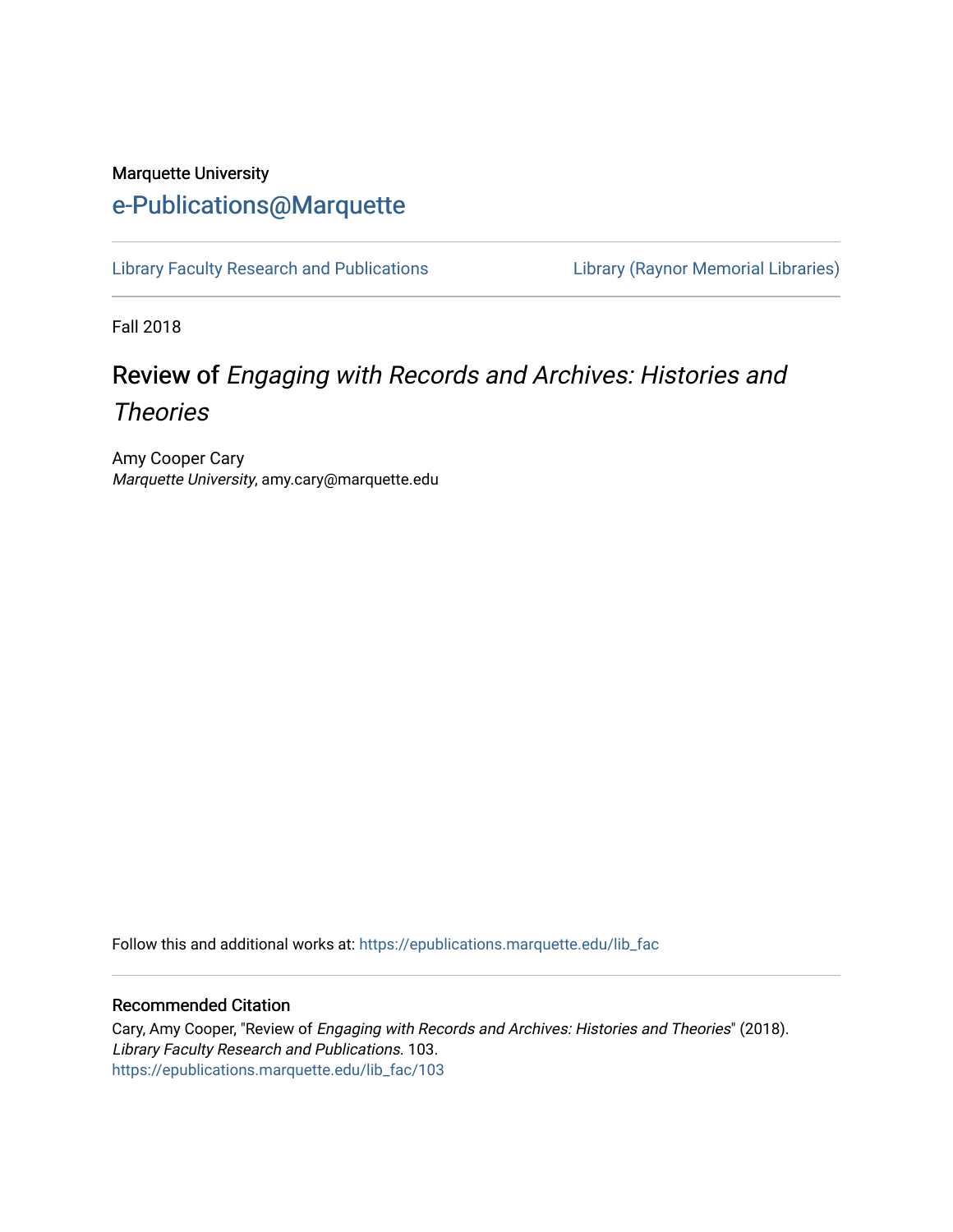Marquette University

# e-Publications@Marquette

Library Faculty Research and Publications | Library (Raynor Memorial Libraries)

Fall 2018

## Review of *Engaging with Records and Archives: Histories and Theories*

Amy Cooper Cary
*Marquette University*, amy.cary@marquette.edu

Follow this and additional works at: https://epublications.marquette.edu/lib_fac

### Recommended Citation

Cary, Amy Cooper, "Review of *Engaging with Records and Archives: Histories and Theories*" (2018). *Library Faculty Research and Publications*. 103.
https://epublications.marquette.edu/lib_fac/103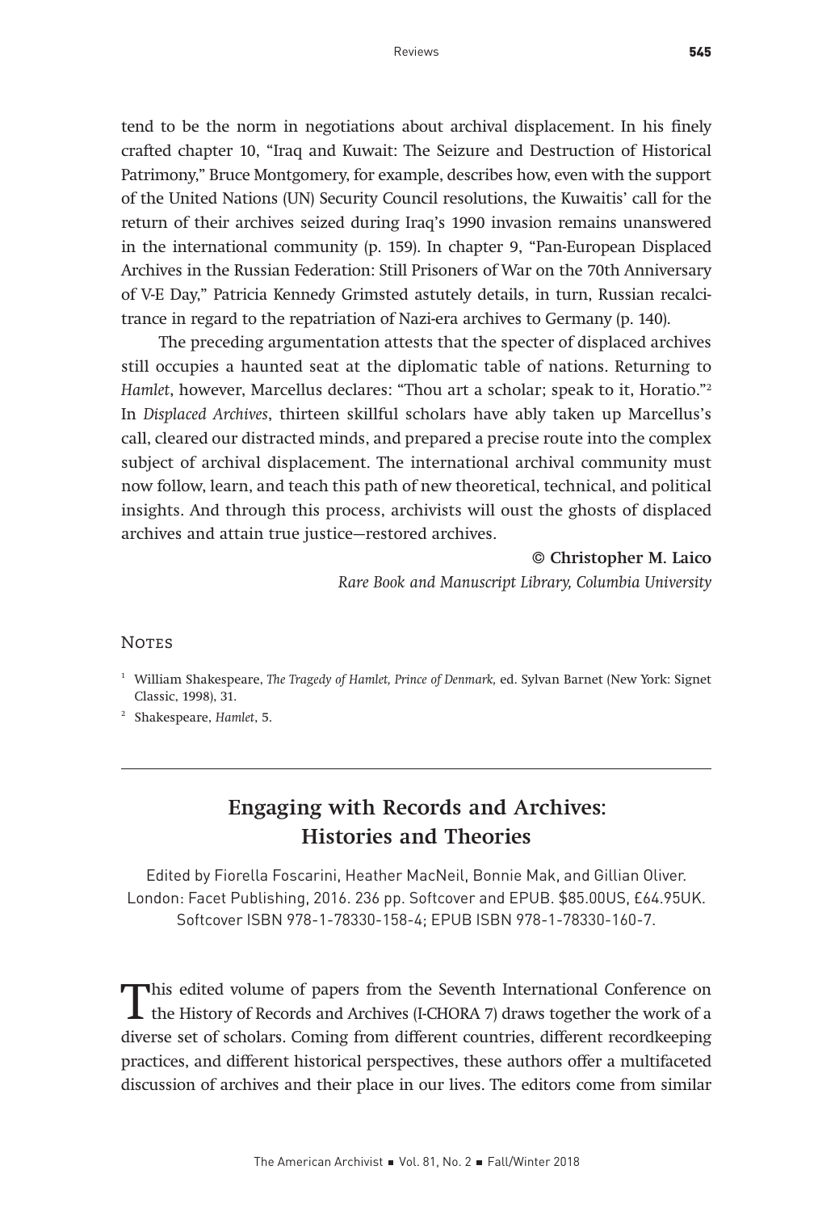tend to be the norm in negotiations about archival displacement. In his finely crafted chapter 10, "Iraq and Kuwait: The Seizure and Destruction of Historical Patrimony," Bruce Montgomery, for example, describes how, even with the support of the United Nations (UN) Security Council resolutions, the Kuwaitis' call for the return of their archives seized during Iraq's 1990 invasion remains unanswered in the international community (p. 159). In chapter 9, "Pan-European Displaced Archives in the Russian Federation: Still Prisoners of War on the 70th Anniversary of V-E Day," Patricia Kennedy Grimsted astutely details, in turn, Russian recalcitrance in regard to the repatriation of Nazi-era archives to Germany (p. 140).

The preceding argumentation attests that the specter of displaced archives still occupies a haunted seat at the diplomatic table of nations. Returning to *Hamlet*, however, Marcellus declares: "Thou art a scholar; speak to it, Horatio."[2] In *Displaced Archives*, thirteen skillful scholars have ably taken up Marcellus's call, cleared our distracted minds, and prepared a precise route into the complex subject of archival displacement. The international archival community must now follow, learn, and teach this path of new theoretical, technical, and political insights. And through this process, archivists will oust the ghosts of displaced archives and attain true justice—restored archives.

**© Christopher M. Laico**
*Rare Book and Manuscript Library, Columbia University*

## Notes

[1] William Shakespeare, *The Tragedy of Hamlet, Prince of Denmark*, ed. Sylvan Barnet (New York: Signet Classic, 1998), 31.

[2] Shakespeare, *Hamlet*, 5.

---

## Engaging with Records and Archives: Histories and Theories

Edited by Fiorella Foscarini, Heather MacNeil, Bonnie Mak, and Gillian Oliver. London: Facet Publishing, 2016. 236 pp. Softcover and EPUB. $85.00US, £64.95UK. Softcover ISBN 978-1-78330-158-4; EPUB ISBN 978-1-78330-160-7.

This edited volume of papers from the Seventh International Conference on the History of Records and Archives (I-CHORA 7) draws together the work of a diverse set of scholars. Coming from different countries, different recordkeeping practices, and different historical perspectives, these authors offer a multifaceted discussion of archives and their place in our lives. The editors come from similar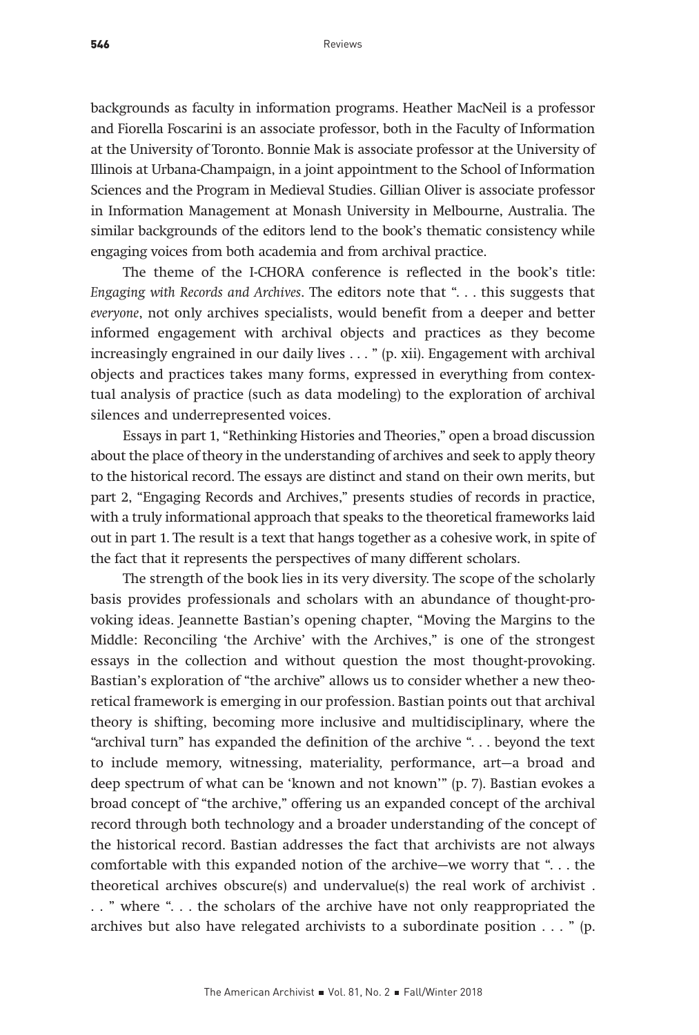backgrounds as faculty in information programs. Heather MacNeil is a professor and Fiorella Foscarini is an associate professor, both in the Faculty of Information at the University of Toronto. Bonnie Mak is associate professor at the University of Illinois at Urbana-Champaign, in a joint appointment to the School of Information Sciences and the Program in Medieval Studies. Gillian Oliver is associate professor in Information Management at Monash University in Melbourne, Australia. The similar backgrounds of the editors lend to the book's thematic consistency while engaging voices from both academia and from archival practice.

The theme of the I-CHORA conference is reflected in the book's title: *Engaging with Records and Archives*. The editors note that ". . . this suggests that *everyone*, not only archives specialists, would benefit from a deeper and better informed engagement with archival objects and practices as they become increasingly engrained in our daily lives . . . " (p. xii). Engagement with archival objects and practices takes many forms, expressed in everything from contextual analysis of practice (such as data modeling) to the exploration of archival silences and underrepresented voices.

Essays in part 1, "Rethinking Histories and Theories," open a broad discussion about the place of theory in the understanding of archives and seek to apply theory to the historical record. The essays are distinct and stand on their own merits, but part 2, "Engaging Records and Archives," presents studies of records in practice, with a truly informational approach that speaks to the theoretical frameworks laid out in part 1. The result is a text that hangs together as a cohesive work, in spite of the fact that it represents the perspectives of many different scholars.

The strength of the book lies in its very diversity. The scope of the scholarly basis provides professionals and scholars with an abundance of thought-provoking ideas. Jeannette Bastian's opening chapter, "Moving the Margins to the Middle: Reconciling 'the Archive' with the Archives," is one of the strongest essays in the collection and without question the most thought-provoking. Bastian's exploration of "the archive" allows us to consider whether a new theoretical framework is emerging in our profession. Bastian points out that archival theory is shifting, becoming more inclusive and multidisciplinary, where the "archival turn" has expanded the definition of the archive ". . . beyond the text to include memory, witnessing, materiality, performance, art—a broad and deep spectrum of what can be 'known and not known'" (p. 7). Bastian evokes a broad concept of "the archive," offering us an expanded concept of the archival record through both technology and a broader understanding of the concept of the historical record. Bastian addresses the fact that archivists are not always comfortable with this expanded notion of the archive—we worry that ". . . the theoretical archives obscure(s) and undervalue(s) the real work of archivist . . . " where ". . . the scholars of the archive have not only reappropriated the archives but also have relegated archivists to a subordinate position . . . " (p.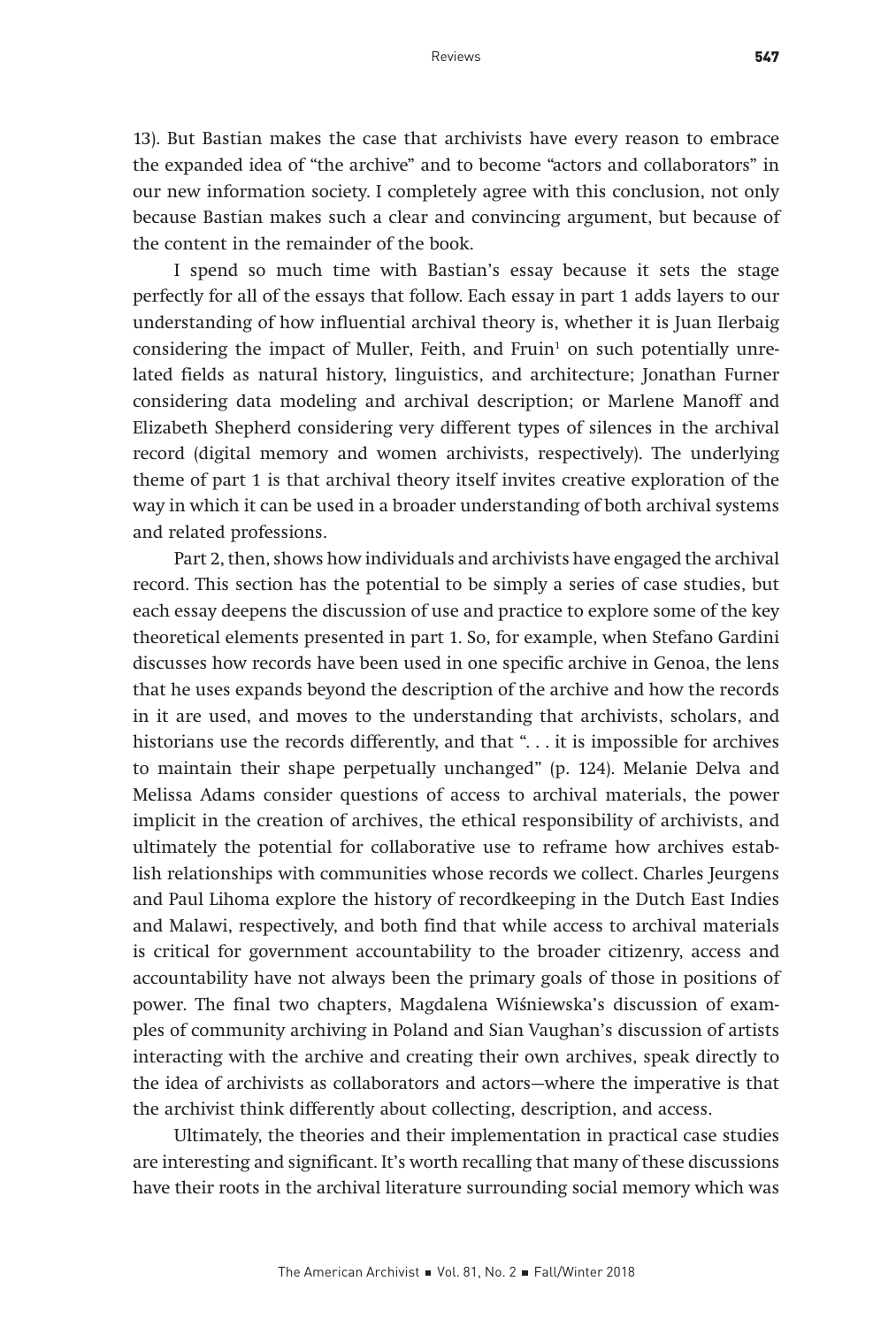13). But Bastian makes the case that archivists have every reason to embrace the expanded idea of "the archive" and to become "actors and collaborators" in our new information society. I completely agree with this conclusion, not only because Bastian makes such a clear and convincing argument, but because of the content in the remainder of the book.

I spend so much time with Bastian's essay because it sets the stage perfectly for all of the essays that follow. Each essay in part 1 adds layers to our understanding of how influential archival theory is, whether it is Juan Ilerbaig considering the impact of Muller, Feith, and Fruin[1] on such potentially unrelated fields as natural history, linguistics, and architecture; Jonathan Furner considering data modeling and archival description; or Marlene Manoff and Elizabeth Shepherd considering very different types of silences in the archival record (digital memory and women archivists, respectively). The underlying theme of part 1 is that archival theory itself invites creative exploration of the way in which it can be used in a broader understanding of both archival systems and related professions.

Part 2, then, shows how individuals and archivists have engaged the archival record. This section has the potential to be simply a series of case studies, but each essay deepens the discussion of use and practice to explore some of the key theoretical elements presented in part 1. So, for example, when Stefano Gardini discusses how records have been used in one specific archive in Genoa, the lens that he uses expands beyond the description of the archive and how the records in it are used, and moves to the understanding that archivists, scholars, and historians use the records differently, and that ". . . it is impossible for archives to maintain their shape perpetually unchanged" (p. 124). Melanie Delva and Melissa Adams consider questions of access to archival materials, the power implicit in the creation of archives, the ethical responsibility of archivists, and ultimately the potential for collaborative use to reframe how archives establish relationships with communities whose records we collect. Charles Jeurgens and Paul Lihoma explore the history of recordkeeping in the Dutch East Indies and Malawi, respectively, and both find that while access to archival materials is critical for government accountability to the broader citizenry, access and accountability have not always been the primary goals of those in positions of power. The final two chapters, Magdalena Wiśniewska's discussion of examples of community archiving in Poland and Sian Vaughan's discussion of artists interacting with the archive and creating their own archives, speak directly to the idea of archivists as collaborators and actors—where the imperative is that the archivist think differently about collecting, description, and access.

Ultimately, the theories and their implementation in practical case studies are interesting and significant. It's worth recalling that many of these discussions have their roots in the archival literature surrounding social memory which was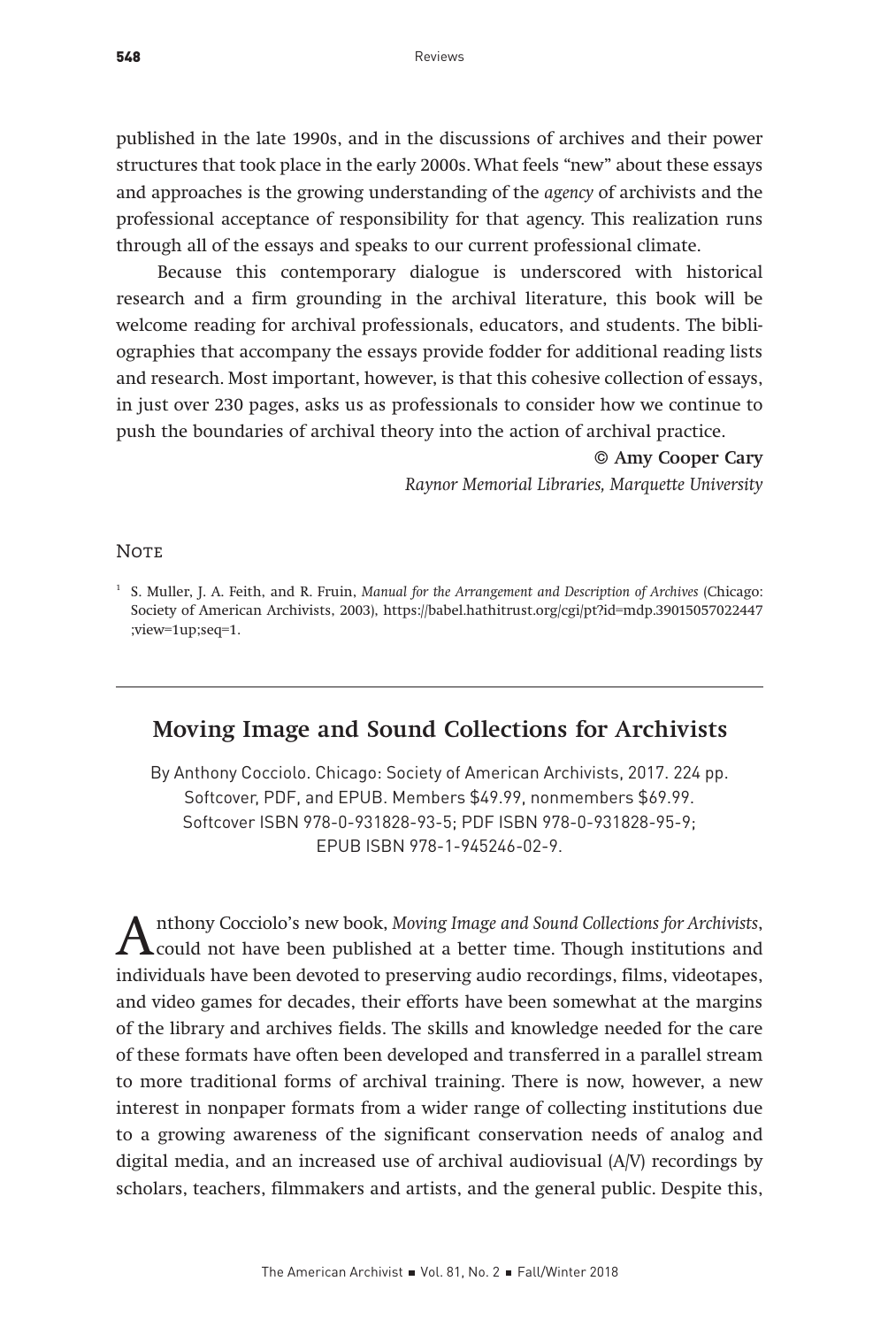published in the late 1990s, and in the discussions of archives and their power structures that took place in the early 2000s. What feels "new" about these essays and approaches is the growing understanding of the *agency* of archivists and the professional acceptance of responsibility for that agency. This realization runs through all of the essays and speaks to our current professional climate.

Because this contemporary dialogue is underscored with historical research and a firm grounding in the archival literature, this book will be welcome reading for archival professionals, educators, and students. The bibliographies that accompany the essays provide fodder for additional reading lists and research. Most important, however, is that this cohesive collection of essays, in just over 230 pages, asks us as professionals to consider how we continue to push the boundaries of archival theory into the action of archival practice.

**© Amy Cooper Cary**
*Raynor Memorial Libraries, Marquette University*

## Note

[1] S. Muller, J. A. Feith, and R. Fruin, *Manual for the Arrangement and Description of Archives* (Chicago: Society of American Archivists, 2003), https://babel.hathitrust.org/cgi/pt?id=mdp.39015057022447;view=1up;seq=1.

---

## Moving Image and Sound Collections for Archivists

By Anthony Cocciolo. Chicago: Society of American Archivists, 2017. 224 pp. Softcover, PDF, and EPUB. Members $49.99, nonmembers $69.99. Softcover ISBN 978-0-931828-93-5; PDF ISBN 978-0-931828-95-9; EPUB ISBN 978-1-945246-02-9.

Anthony Cocciolo's new book, *Moving Image and Sound Collections for Archivists*, could not have been published at a better time. Though institutions and individuals have been devoted to preserving audio recordings, films, videotapes, and video games for decades, their efforts have been somewhat at the margins of the library and archives fields. The skills and knowledge needed for the care of these formats have often been developed and transferred in a parallel stream to more traditional forms of archival training. There is now, however, a new interest in nonpaper formats from a wider range of collecting institutions due to a growing awareness of the significant conservation needs of analog and digital media, and an increased use of archival audiovisual (A/V) recordings by scholars, teachers, filmmakers and artists, and the general public. Despite this,